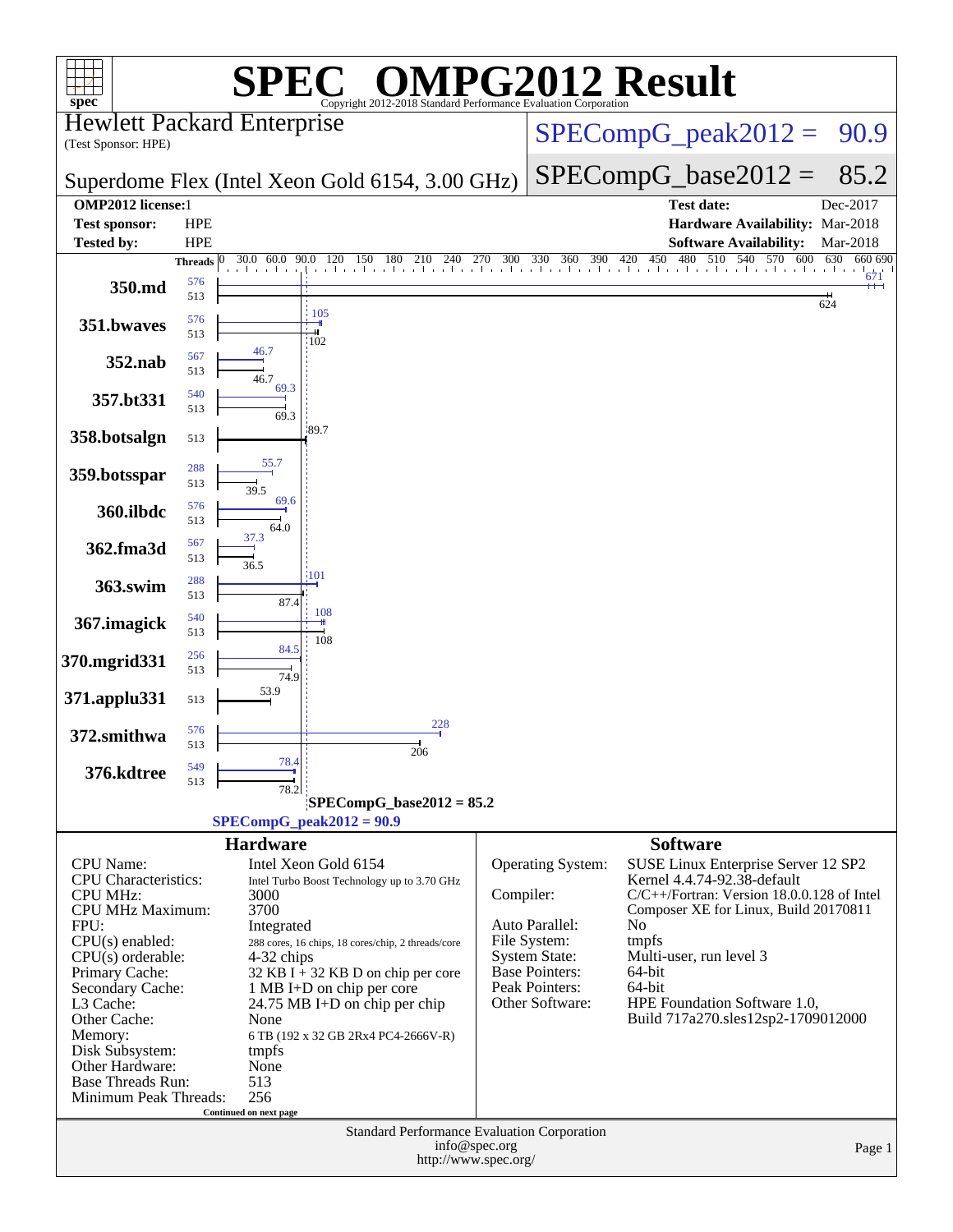# SPEC OMPG2012 Result

Copyright 2012-2018 Standard Performance Evaluation Corporation

**Hewlett Packard Enterprise**
(Test Sponsor: HPE)

**Superdome Flex (Intel Xeon Gold 6154, 3.00 GHz)**

SPECompG_peak2012 = 90.9

SPECompG_base2012 = 85.2

| | | | |
|---|---|---|---|
| **OMP2012 license:** | 1 | **Test date:** | Dec-2017 |
| **Test sponsor:** | HPE | **Hardware Availability:** | Mar-2018 |
| **Tested by:** | HPE | **Software Availability:** | Mar-2018 |

| Benchmark | Peak Threads | Base Threads | Peak Ratio | Base Ratio |
|---|---|---|---|---|
| 350.md | 576 | 513 | 671 | 624 |
| 351.bwaves | 576 | 513 | 105 | 102 |
| 352.nab | 567 | 513 | 46.7 | 46.7 |
| 357.bt331 | 540 | 513 | 69.3 | 69.3 |
| 358.botsalgn | | 513 | | 89.7 |
| 359.botsspar | 288 | 513 | 55.7 | 39.5 |
| 360.ilbdc | 576 | 513 | 69.6 | 64.0 |
| 362.fma3d | 567 | 513 | 37.3 | 36.5 |
| 363.swim | 288 | 513 | 101 | 87.4 |
| 367.imagick | 540 | 513 | 108 | 108 |
| 370.mgrid331 | 256 | 513 | 84.5 | 74.9 |
| 371.applu331 | | 513 | | 53.9 |
| 372.smithwa | 576 | 513 | 228 | 206 |
| 376.kdtree | 549 | 513 | 78.4 | 78.2 |

SPECompG_base2012 = 85.2

SPECompG_peak2012 = 90.9

## Hardware

| | |
|---|---|
| CPU Name: | Intel Xeon Gold 6154 |
| CPU Characteristics: | Intel Turbo Boost Technology up to 3.70 GHz |
| CPU MHz: | 3000 |
| CPU MHz Maximum: | 3700 |
| FPU: | Integrated |
| CPU(s) enabled: | 288 cores, 16 chips, 18 cores/chip, 2 threads/core |
| CPU(s) orderable: | 4-32 chips |
| Primary Cache: | 32 KB I + 32 KB D on chip per core |
| Secondary Cache: | 1 MB I+D on chip per core |
| L3 Cache: | 24.75 MB I+D on chip per chip |
| Other Cache: | None |
| Memory: | 6 TB (192 x 32 GB 2Rx4 PC4-2666V-R) |
| Disk Subsystem: | tmpfs |
| Other Hardware: | None |
| Base Threads Run: | 513 |
| Minimum Peak Threads: | 256 |

Continued on next page

## Software

| | |
|---|---|
| Operating System: | SUSE Linux Enterprise Server 12 SP2 Kernel 4.4.74-92.38-default |
| Compiler: | C/C++/Fortran: Version 18.0.0.128 of Intel Composer XE for Linux, Build 20170811 |
| Auto Parallel: | No |
| File System: | tmpfs |
| System State: | Multi-user, run level 3 |
| Base Pointers: | 64-bit |
| Peak Pointers: | 64-bit |
| Other Software: | HPE Foundation Software 1.0, Build 717a270.sles12sp2-1709012000 |

Standard Performance Evaluation Corporation
info@spec.org
http://www.spec.org/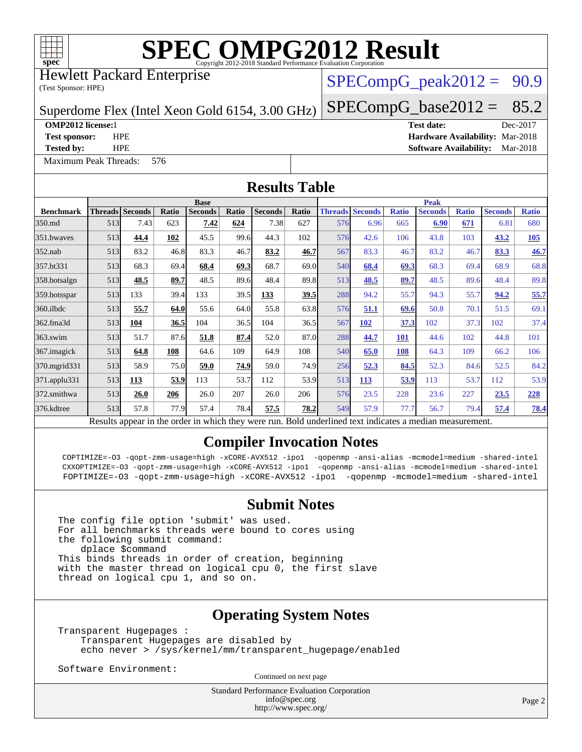# SPEC OMPG2012 Result

Copyright 2012-2018 Standard Performance Evaluation Corporation

Hewlett Packard Enterprise
(Test Sponsor: HPE)

Superdome Flex (Intel Xeon Gold 6154, 3.00 GHz)

SPECompG_peak2012 = 90.9

SPECompG_base2012 = 85.2

**OMP2012 license:** 1
**Test sponsor:** HPE
**Tested by:** HPE

**Test date:** Dec-2017
**Hardware Availability:** Mar-2018
**Software Availability:** Mar-2018

Maximum Peak Threads: 576

## Results Table

| Benchmark | Base | | | | | | | Peak | | | | | | |
|---|---|---|---|---|---|---|---|---|---|---|---|---|---|---|
| | Threads | Seconds | Ratio | Seconds | Ratio | Seconds | Ratio | Threads | Seconds | Ratio | Seconds | Ratio | Seconds | Ratio |
| 350.md | 513 | 7.43 | 623 | **7.42** | **624** | 7.38 | 627 | 576 | 6.96 | 665 | **6.90** | **671** | 6.81 | 680 |
| 351.bwaves | 513 | **44.4** | **102** | 45.5 | 99.6 | 44.3 | 102 | 576 | 42.6 | 106 | 43.8 | 103 | **43.2** | **105** |
| 352.nab | 513 | 83.2 | 46.8 | 83.3 | 46.7 | **83.2** | **46.7** | 567 | 83.3 | 46.7 | 83.2 | 46.7 | **83.3** | **46.7** |
| 357.bt331 | 513 | 68.3 | 69.4 | **68.4** | **69.3** | 68.7 | 69.0 | 540 | **68.4** | **69.3** | 68.3 | 69.4 | 68.9 | 68.8 |
| 358.botsalgn | 513 | **48.5** | **89.7** | 48.5 | 89.6 | 48.4 | 89.8 | 513 | **48.5** | **89.7** | 48.5 | 89.6 | 48.4 | 89.8 |
| 359.botsspar | 513 | 133 | 39.4 | 133 | 39.5 | **133** | **39.5** | 288 | 94.2 | 55.7 | 94.3 | 55.7 | **94.2** | **55.7** |
| 360.ilbdc | 513 | **55.7** | **64.0** | 55.6 | 64.0 | 55.8 | 63.8 | 576 | **51.1** | **69.6** | 50.8 | 70.1 | 51.5 | 69.1 |
| 362.fma3d | 513 | **104** | **36.5** | 104 | 36.5 | 104 | 36.5 | 567 | **102** | **37.3** | 102 | 37.3 | 102 | 37.4 |
| 363.swim | 513 | 51.7 | 87.6 | **51.8** | **87.4** | 52.0 | 87.0 | 288 | **44.7** | **101** | 44.6 | 102 | 44.8 | 101 |
| 367.imagick | 513 | **64.8** | **108** | 64.6 | 109 | 64.9 | 108 | 540 | **65.0** | **108** | 64.3 | 109 | 66.2 | 106 |
| 370.mgrid331 | 513 | 58.9 | 75.0 | **59.0** | **74.9** | 59.0 | 74.9 | 256 | **52.3** | **84.5** | 52.3 | 84.6 | 52.5 | 84.2 |
| 371.applu331 | 513 | **113** | **53.9** | 113 | 53.7 | 112 | 53.9 | 513 | **113** | **53.9** | 113 | 53.7 | 112 | 53.9 |
| 372.smithwa | 513 | **26.0** | **206** | 26.0 | 207 | 26.0 | 206 | 576 | 23.5 | 228 | 23.6 | 227 | **23.5** | **228** |
| 376.kdtree | 513 | 57.8 | 77.9 | 57.4 | 78.4 | **57.5** | **78.2** | 549 | 57.9 | 77.7 | 56.7 | 79.4 | **57.4** | **78.4** |

Results appear in the order in which they were run. Bold underlined text indicates a median measurement.

## Compiler Invocation Notes

```
COPTIMIZE=-O3 -qopt-zmm-usage=high -xCORE-AVX512 -ipo1  -qopenmp -ansi-alias -mcmodel=medium -shared-intel
CXXOPTIMIZE=-O3 -qopt-zmm-usage=high -xCORE-AVX512 -ipo1  -qopenmp -ansi-alias -mcmodel=medium -shared-intel
FOPTIMIZE=-O3 -qopt-zmm-usage=high -xCORE-AVX512 -ipo1  -qopenmp -mcmodel=medium -shared-intel
```

## Submit Notes

```
The config file option 'submit' was used.
For all benchmarks threads were bound to cores using
the following submit command:
    dplace $command
This binds threads in order of creation, beginning
with the master thread on logical cpu 0, the first slave
thread on logical cpu 1, and so on.
```

## Operating System Notes

```
Transparent Hugepages :
    Transparent Hugepages are disabled by
    echo never > /sys/kernel/mm/transparent_hugepage/enabled

Software Environment:
```

Continued on next page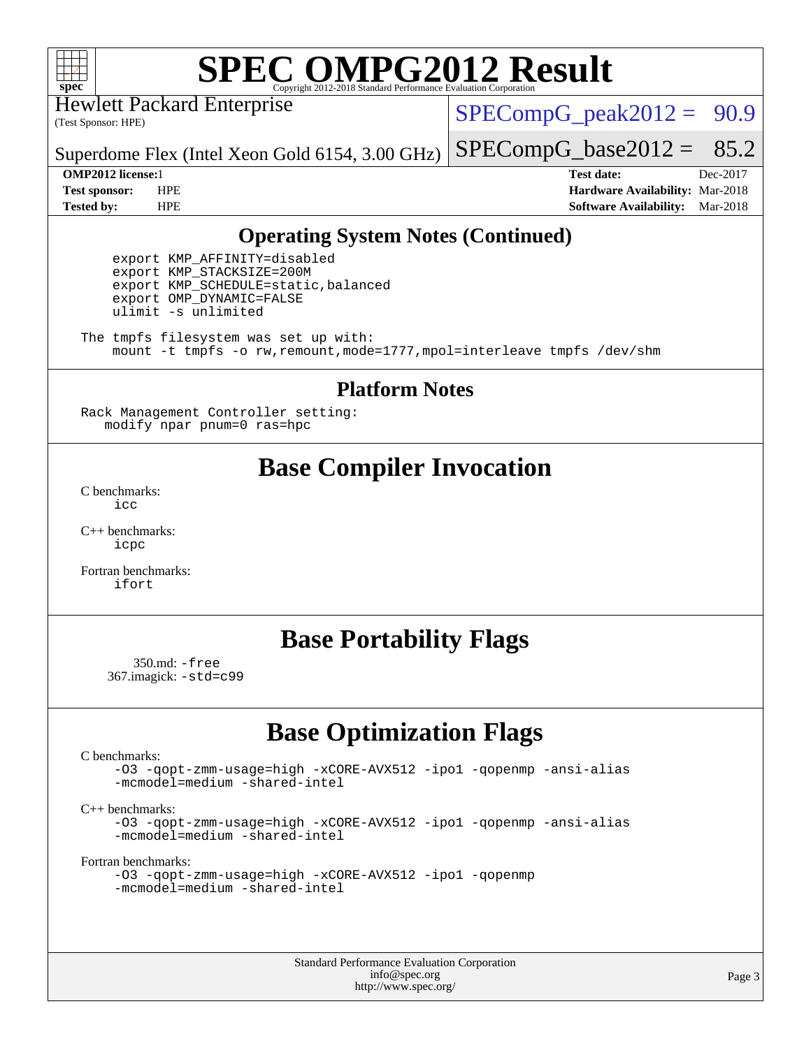## Operating System Notes (Continued)

```
export KMP_AFFINITY=disabled
export KMP_STACKSIZE=200M
export KMP_SCHEDULE=static,balanced
export OMP_DYNAMIC=FALSE
ulimit -s unlimited
```

```
The tmpfs filesystem was set up with:
    mount -t tmpfs -o rw,remount,mode=1777,mpol=interleave tmpfs /dev/shm
```

## Platform Notes

```
Rack Management Controller setting:
   modify npar pnum=0 ras=hpc
```

# Base Compiler Invocation

C benchmarks:
`icc`

C++ benchmarks:
`icpc`

Fortran benchmarks:
`ifort`

# Base Portability Flags

350.md: `-free`
367.imagick: `-std=c99`

# Base Optimization Flags

C benchmarks:
`-O3 -qopt-zmm-usage=high -xCORE-AVX512 -ipo1 -qopenmp -ansi-alias -mcmodel=medium -shared-intel`

C++ benchmarks:
`-O3 -qopt-zmm-usage=high -xCORE-AVX512 -ipo1 -qopenmp -ansi-alias -mcmodel=medium -shared-intel`

Fortran benchmarks:
`-O3 -qopt-zmm-usage=high -xCORE-AVX512 -ipo1 -qopenmp -mcmodel=medium -shared-intel`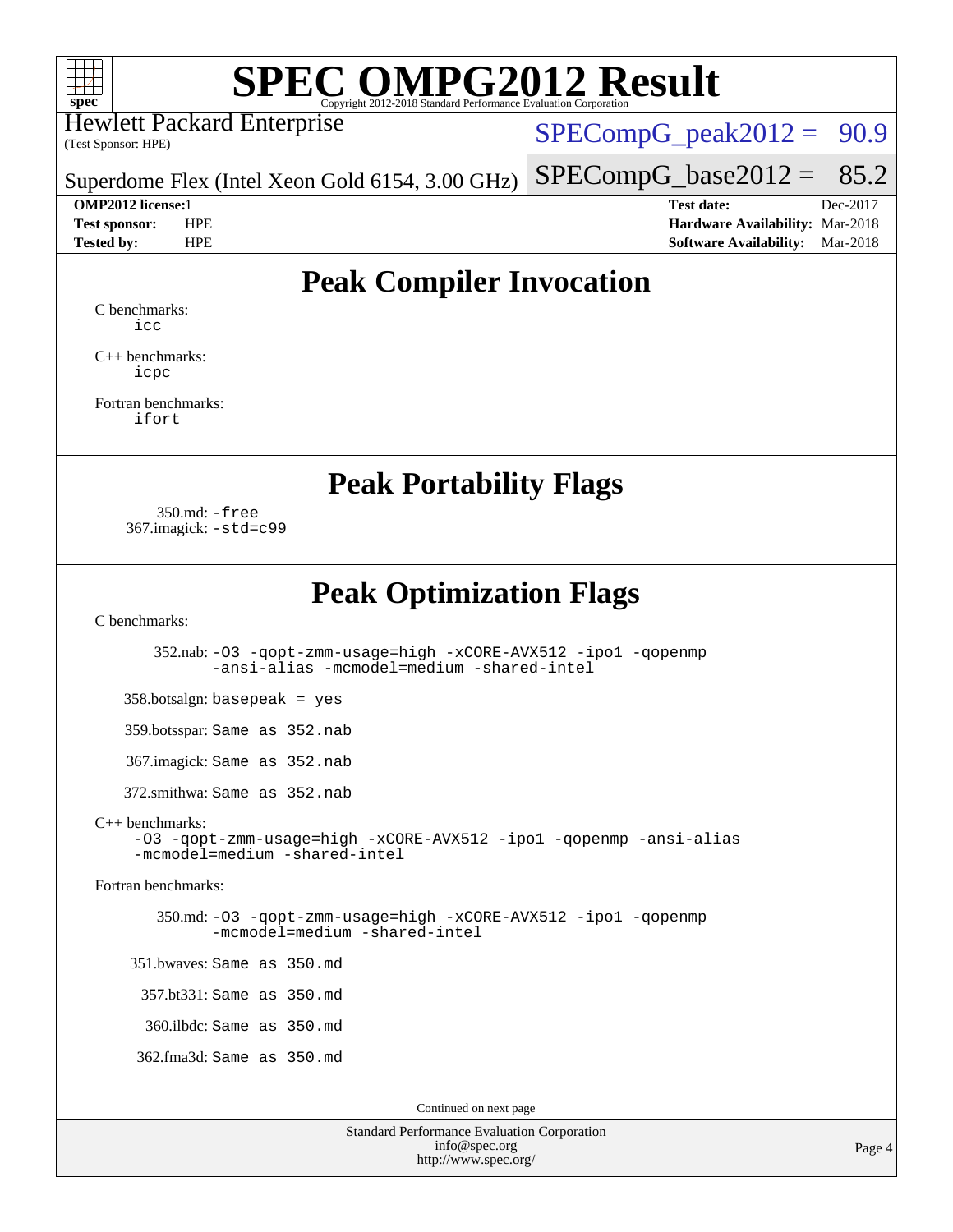# SPEC OMPG2012 Result

Copyright 2012-2018 Standard Performance Evaluation Corporation

Hewlett Packard Enterprise
(Test Sponsor: HPE)

Superdome Flex (Intel Xeon Gold 6154, 3.00 GHz)

SPECompG_peak2012 = 90.9

SPECompG_base2012 = 85.2

**OMP2012 license:** 1
**Test sponsor:** HPE
**Tested by:** HPE

**Test date:** Dec-2017
**Hardware Availability:** Mar-2018
**Software Availability:** Mar-2018

## Peak Compiler Invocation

C benchmarks:
`icc`

C++ benchmarks:
`icpc`

Fortran benchmarks:
`ifort`

## Peak Portability Flags

350.md: `-free`
367.imagick: `-std=c99`

## Peak Optimization Flags

C benchmarks:

352.nab: `-O3 -qopt-zmm-usage=high -xCORE-AVX512 -ipo1 -qopenmp -ansi-alias -mcmodel=medium -shared-intel`

358.botsalgn: `basepeak = yes`

359.botsspar: `Same as 352.nab`

367.imagick: `Same as 352.nab`

372.smithwa: `Same as 352.nab`

C++ benchmarks:
`-O3 -qopt-zmm-usage=high -xCORE-AVX512 -ipo1 -qopenmp -ansi-alias -mcmodel=medium -shared-intel`

Fortran benchmarks:

350.md: `-O3 -qopt-zmm-usage=high -xCORE-AVX512 -ipo1 -qopenmp -mcmodel=medium -shared-intel`

351.bwaves: `Same as 350.md`

357.bt331: `Same as 350.md`

360.ilbdc: `Same as 350.md`

362.fma3d: `Same as 350.md`

Continued on next page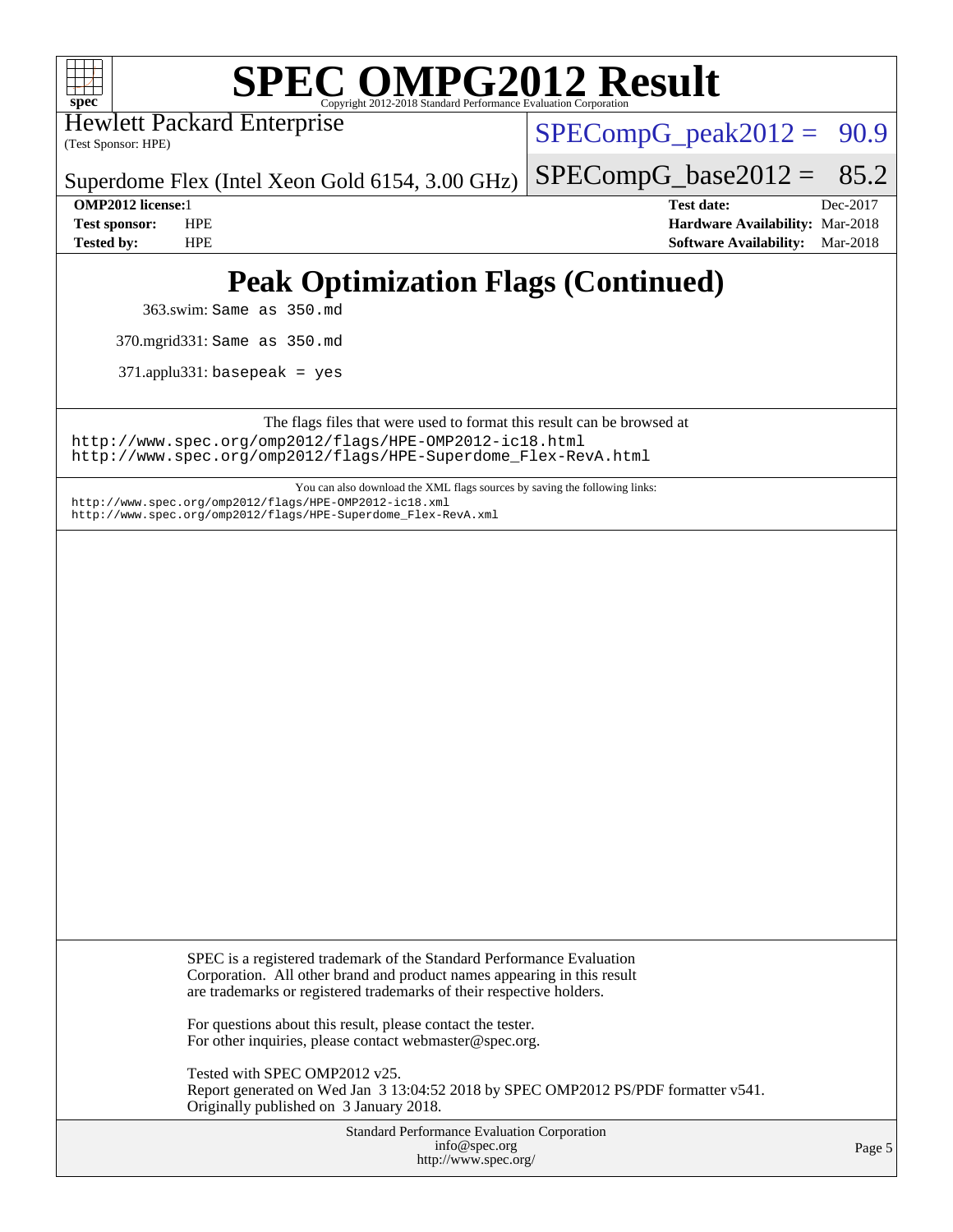# SPEC OMPG2012 Result

Copyright 2012-2018 Standard Performance Evaluation Corporation

Hewlett Packard Enterprise
(Test Sponsor: HPE)

Superdome Flex (Intel Xeon Gold 6154, 3.00 GHz)

SPECompG_peak2012 = 90.9

SPECompG_base2012 = 85.2

**OMP2012 license:** 1
**Test sponsor:** HPE
**Tested by:** HPE

**Test date:** Dec-2017
**Hardware Availability:** Mar-2018
**Software Availability:** Mar-2018

## Peak Optimization Flags (Continued)

363.swim: `Same as 350.md`

370.mgrid331: `Same as 350.md`

371.applu331: `basepeak = yes`

The flags files that were used to format this result can be browsed at
http://www.spec.org/omp2012/flags/HPE-OMP2012-ic18.html
http://www.spec.org/omp2012/flags/HPE-Superdome_Flex-RevA.html

You can also download the XML flags sources by saving the following links:
http://www.spec.org/omp2012/flags/HPE-OMP2012-ic18.xml
http://www.spec.org/omp2012/flags/HPE-Superdome_Flex-RevA.xml

SPEC is a registered trademark of the Standard Performance Evaluation Corporation. All other brand and product names appearing in this result are trademarks or registered trademarks of their respective holders.

For questions about this result, please contact the tester.
For other inquiries, please contact webmaster@spec.org.

Tested with SPEC OMP2012 v25.
Report generated on Wed Jan 3 13:04:52 2018 by SPEC OMP2012 PS/PDF formatter v541.
Originally published on 3 January 2018.

Standard Performance Evaluation Corporation
info@spec.org
http://www.spec.org/